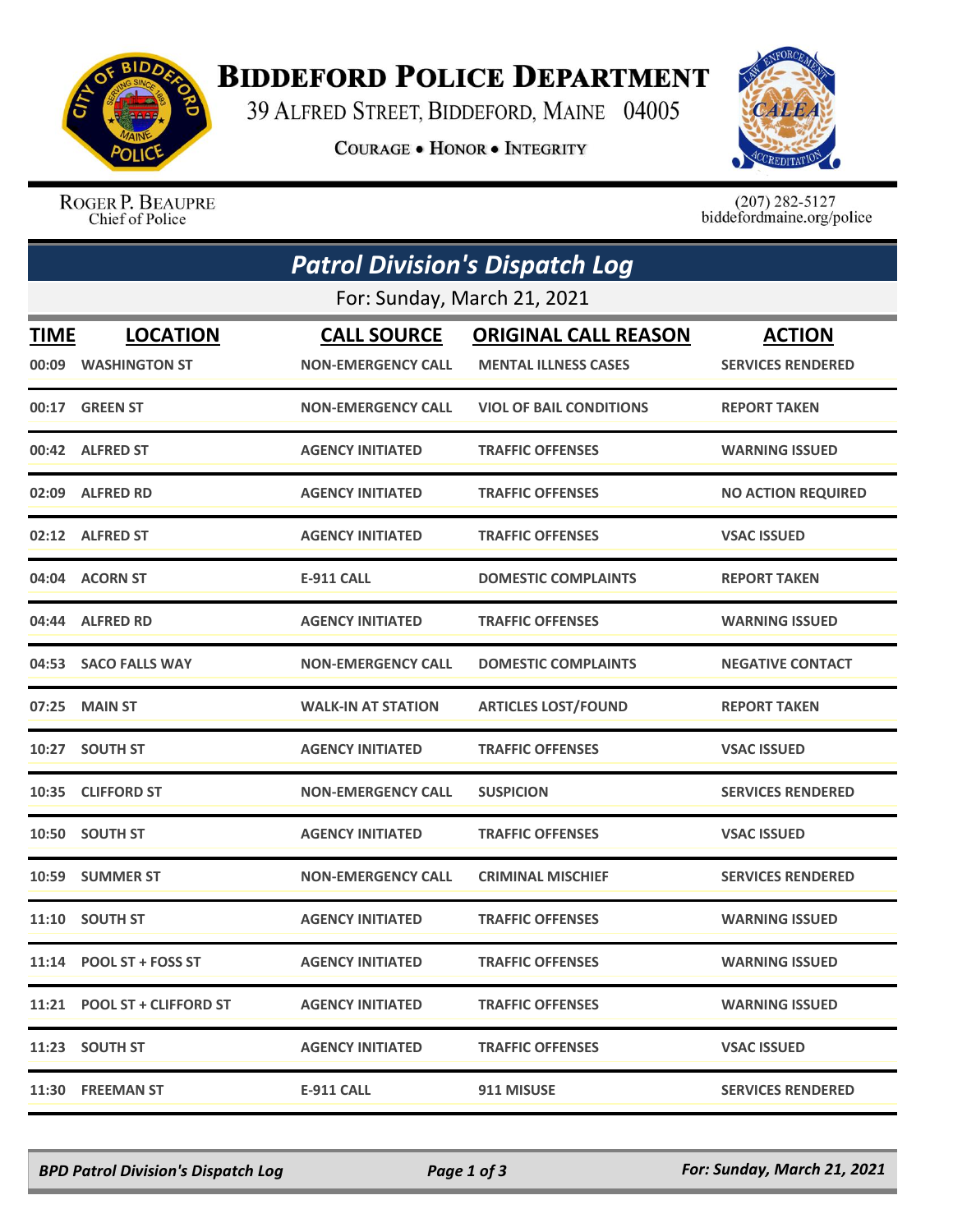# Biddeford Police Department

39 Alfred Street, Biddeford, Maine 04005

Courage • Honor • Integrity

Roger P. Beaupre
Chief of Police

(207) 282-5127
biddefordmaine.org/police

## *Patrol Division's Dispatch Log*

For: Sunday, March 21, 2021

| TIME | LOCATION | CALL SOURCE | ORIGINAL CALL REASON | ACTION |
|---|---|---|---|---|
| 00:09 | WASHINGTON ST | NON-EMERGENCY CALL | MENTAL ILLNESS CASES | SERVICES RENDERED |
| 00:17 | GREEN ST | NON-EMERGENCY CALL | VIOL OF BAIL CONDITIONS | REPORT TAKEN |
| 00:42 | ALFRED ST | AGENCY INITIATED | TRAFFIC OFFENSES | WARNING ISSUED |
| 02:09 | ALFRED RD | AGENCY INITIATED | TRAFFIC OFFENSES | NO ACTION REQUIRED |
| 02:12 | ALFRED ST | AGENCY INITIATED | TRAFFIC OFFENSES | VSAC ISSUED |
| 04:04 | ACORN ST | E-911 CALL | DOMESTIC COMPLAINTS | REPORT TAKEN |
| 04:44 | ALFRED RD | AGENCY INITIATED | TRAFFIC OFFENSES | WARNING ISSUED |
| 04:53 | SACO FALLS WAY | NON-EMERGENCY CALL | DOMESTIC COMPLAINTS | NEGATIVE CONTACT |
| 07:25 | MAIN ST | WALK-IN AT STATION | ARTICLES LOST/FOUND | REPORT TAKEN |
| 10:27 | SOUTH ST | AGENCY INITIATED | TRAFFIC OFFENSES | VSAC ISSUED |
| 10:35 | CLIFFORD ST | NON-EMERGENCY CALL | SUSPICION | SERVICES RENDERED |
| 10:50 | SOUTH ST | AGENCY INITIATED | TRAFFIC OFFENSES | VSAC ISSUED |
| 10:59 | SUMMER ST | NON-EMERGENCY CALL | CRIMINAL MISCHIEF | SERVICES RENDERED |
| 11:10 | SOUTH ST | AGENCY INITIATED | TRAFFIC OFFENSES | WARNING ISSUED |
| 11:14 | POOL ST + FOSS ST | AGENCY INITIATED | TRAFFIC OFFENSES | WARNING ISSUED |
| 11:21 | POOL ST + CLIFFORD ST | AGENCY INITIATED | TRAFFIC OFFENSES | WARNING ISSUED |
| 11:23 | SOUTH ST | AGENCY INITIATED | TRAFFIC OFFENSES | VSAC ISSUED |
| 11:30 | FREEMAN ST | E-911 CALL | 911 MISUSE | SERVICES RENDERED |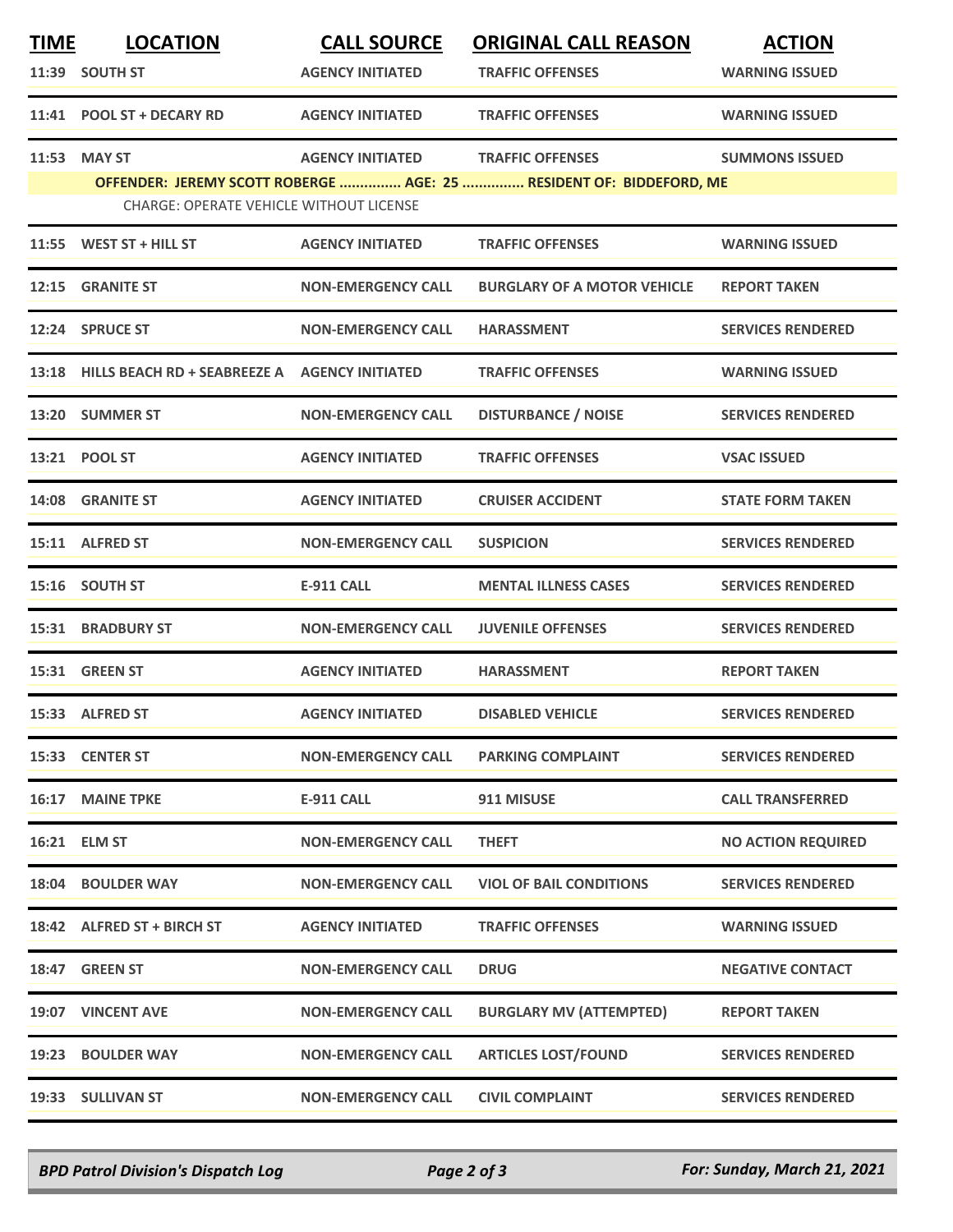| TIME | LOCATION | CALL SOURCE | ORIGINAL CALL REASON | ACTION |
|---|---|---|---|---|
| 11:39 | SOUTH ST | AGENCY INITIATED | TRAFFIC OFFENSES | WARNING ISSUED |
| 11:41 | POOL ST + DECARY RD | AGENCY INITIATED | TRAFFIC OFFENSES | WARNING ISSUED |
| 11:53 | MAY ST | AGENCY INITIATED | TRAFFIC OFFENSES | SUMMONS ISSUED |
| | OFFENDER: JEREMY SCOTT ROBERGE ............... AGE: 25 ............... RESIDENT OF: BIDDEFORD, ME | | | |
| | CHARGE: OPERATE VEHICLE WITHOUT LICENSE | | | |
| 11:55 | WEST ST + HILL ST | AGENCY INITIATED | TRAFFIC OFFENSES | WARNING ISSUED |
| 12:15 | GRANITE ST | NON-EMERGENCY CALL | BURGLARY OF A MOTOR VEHICLE | REPORT TAKEN |
| 12:24 | SPRUCE ST | NON-EMERGENCY CALL | HARASSMENT | SERVICES RENDERED |
| 13:18 | HILLS BEACH RD + SEABREEZE A | AGENCY INITIATED | TRAFFIC OFFENSES | WARNING ISSUED |
| 13:20 | SUMMER ST | NON-EMERGENCY CALL | DISTURBANCE / NOISE | SERVICES RENDERED |
| 13:21 | POOL ST | AGENCY INITIATED | TRAFFIC OFFENSES | VSAC ISSUED |
| 14:08 | GRANITE ST | AGENCY INITIATED | CRUISER ACCIDENT | STATE FORM TAKEN |
| 15:11 | ALFRED ST | NON-EMERGENCY CALL | SUSPICION | SERVICES RENDERED |
| 15:16 | SOUTH ST | E-911 CALL | MENTAL ILLNESS CASES | SERVICES RENDERED |
| 15:31 | BRADBURY ST | NON-EMERGENCY CALL | JUVENILE OFFENSES | SERVICES RENDERED |
| 15:31 | GREEN ST | AGENCY INITIATED | HARASSMENT | REPORT TAKEN |
| 15:33 | ALFRED ST | AGENCY INITIATED | DISABLED VEHICLE | SERVICES RENDERED |
| 15:33 | CENTER ST | NON-EMERGENCY CALL | PARKING COMPLAINT | SERVICES RENDERED |
| 16:17 | MAINE TPKE | E-911 CALL | 911 MISUSE | CALL TRANSFERRED |
| 16:21 | ELM ST | NON-EMERGENCY CALL | THEFT | NO ACTION REQUIRED |
| 18:04 | BOULDER WAY | NON-EMERGENCY CALL | VIOL OF BAIL CONDITIONS | SERVICES RENDERED |
| 18:42 | ALFRED ST + BIRCH ST | AGENCY INITIATED | TRAFFIC OFFENSES | WARNING ISSUED |
| 18:47 | GREEN ST | NON-EMERGENCY CALL | DRUG | NEGATIVE CONTACT |
| 19:07 | VINCENT AVE | NON-EMERGENCY CALL | BURGLARY MV (ATTEMPTED) | REPORT TAKEN |
| 19:23 | BOULDER WAY | NON-EMERGENCY CALL | ARTICLES LOST/FOUND | SERVICES RENDERED |
| 19:33 | SULLIVAN ST | NON-EMERGENCY CALL | CIVIL COMPLAINT | SERVICES RENDERED |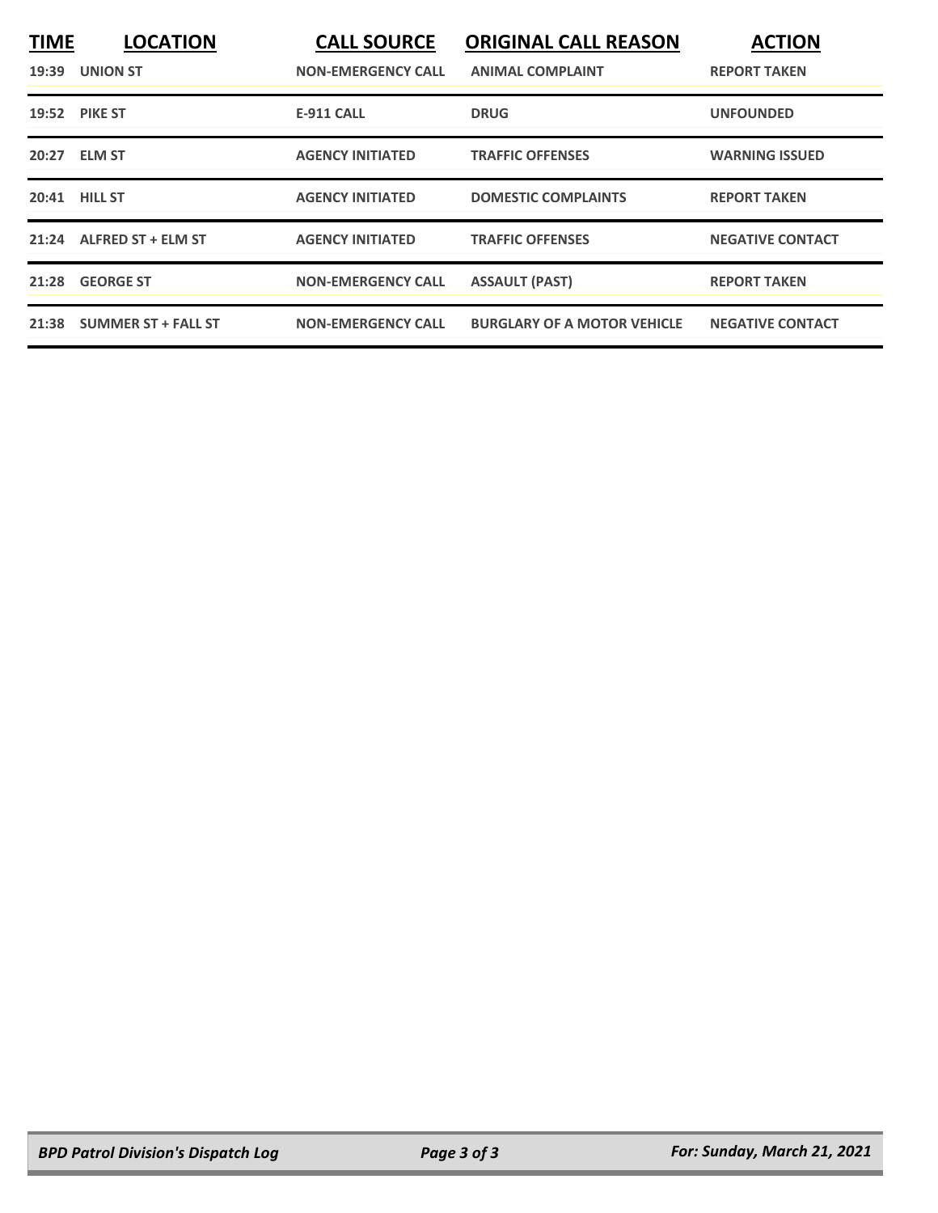| TIME | LOCATION | CALL SOURCE | ORIGINAL CALL REASON | ACTION |
|---|---|---|---|---|
| 19:39 | UNION ST | NON-EMERGENCY CALL | ANIMAL COMPLAINT | REPORT TAKEN |
| 19:52 | PIKE ST | E-911 CALL | DRUG | UNFOUNDED |
| 20:27 | ELM ST | AGENCY INITIATED | TRAFFIC OFFENSES | WARNING ISSUED |
| 20:41 | HILL ST | AGENCY INITIATED | DOMESTIC COMPLAINTS | REPORT TAKEN |
| 21:24 | ALFRED ST + ELM ST | AGENCY INITIATED | TRAFFIC OFFENSES | NEGATIVE CONTACT |
| 21:28 | GEORGE ST | NON-EMERGENCY CALL | ASSAULT (PAST) | REPORT TAKEN |
| 21:38 | SUMMER ST + FALL ST | NON-EMERGENCY CALL | BURGLARY OF A MOTOR VEHICLE | NEGATIVE CONTACT |